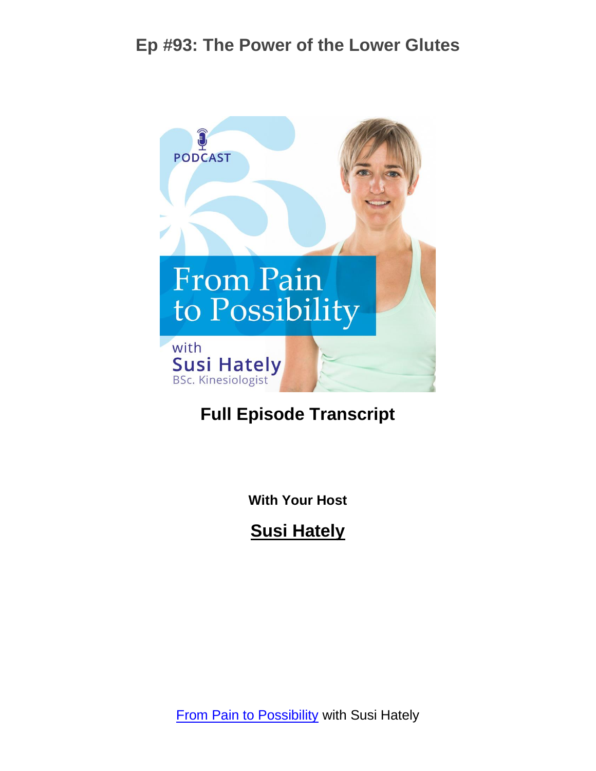# Ep #93: The Power of the Lower Glutes

PODCAST

From Pain to Possibility

with Susi Hately BSc. Kinesiologist

**Full Episode Transcript**

**With Your Host**

**Susi Hately**

From Pain to Possibility with Susi Hately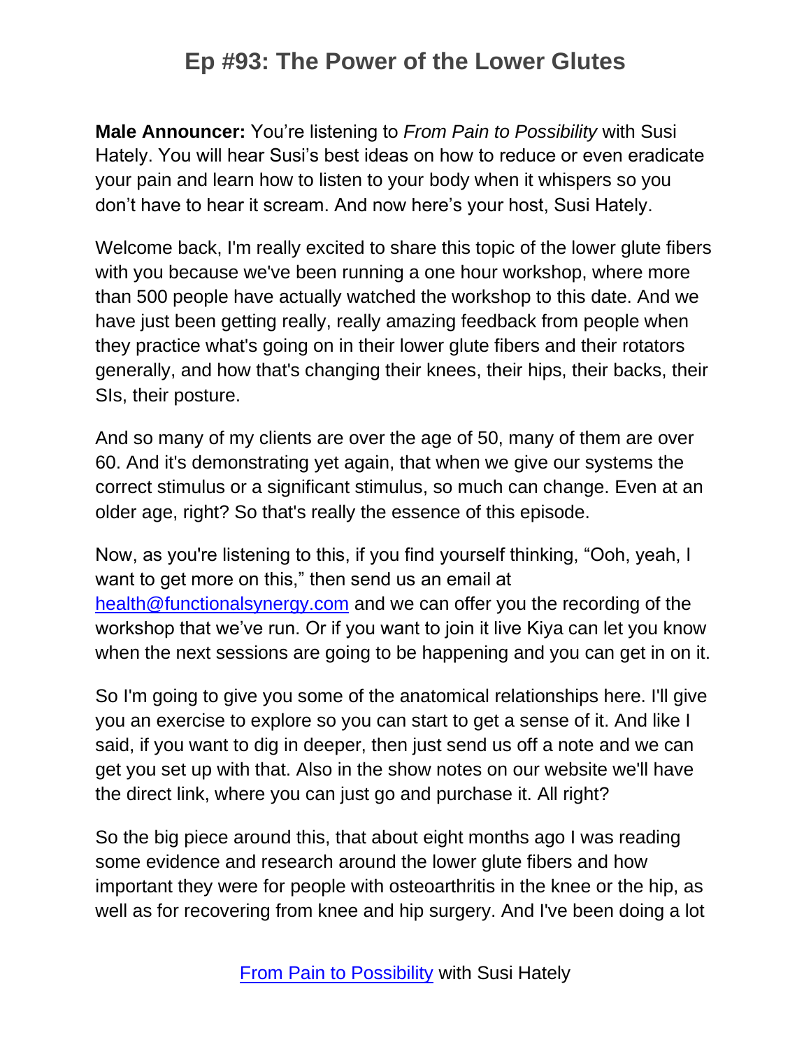**Male Announcer:** You're listening to *From Pain to Possibility* with Susi Hately. You will hear Susi's best ideas on how to reduce or even eradicate your pain and learn how to listen to your body when it whispers so you don't have to hear it scream. And now here's your host, Susi Hately.

Welcome back, I'm really excited to share this topic of the lower glute fibers with you because we've been running a one hour workshop, where more than 500 people have actually watched the workshop to this date. And we have just been getting really, really amazing feedback from people when they practice what's going on in their lower glute fibers and their rotators generally, and how that's changing their knees, their hips, their backs, their SIs, their posture.

And so many of my clients are over the age of 50, many of them are over 60. And it's demonstrating yet again, that when we give our systems the correct stimulus or a significant stimulus, so much can change. Even at an older age, right? So that's really the essence of this episode.

Now, as you're listening to this, if you find yourself thinking, "Ooh, yeah, I want to get more on this," then send us an email at [health@functionalsynergy.com](mailto:health@functionalsynergy.com) and we can offer you the recording of the workshop that we've run. Or if you want to join it live Kiya can let you know when the next sessions are going to be happening and you can get in on it.

So I'm going to give you some of the anatomical relationships here. I'll give you an exercise to explore so you can start to get a sense of it. And like I said, if you want to dig in deeper, then just send us off a note and we can get you set up with that. Also in the show notes on our website we'll have the direct link, where you can just go and purchase it. All right?

So the big piece around this, that about eight months ago I was reading some evidence and research around the lower glute fibers and how important they were for people with osteoarthritis in the knee or the hip, as well as for recovering from knee and hip surgery. And I've been doing a lot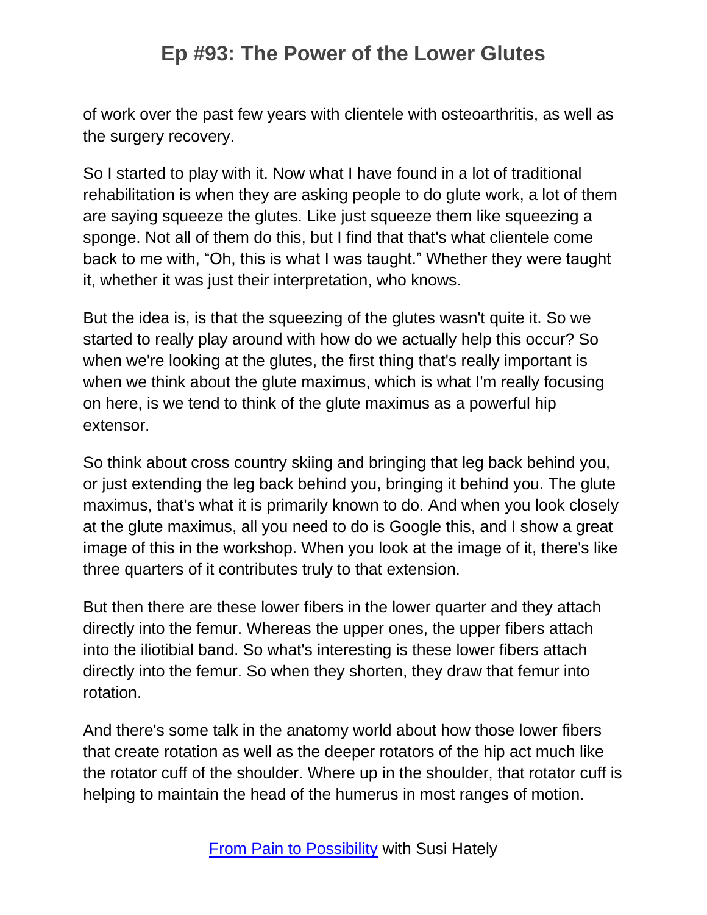of work over the past few years with clientele with osteoarthritis, as well as the surgery recovery.

So I started to play with it. Now what I have found in a lot of traditional rehabilitation is when they are asking people to do glute work, a lot of them are saying squeeze the glutes. Like just squeeze them like squeezing a sponge. Not all of them do this, but I find that that's what clientele come back to me with, "Oh, this is what I was taught." Whether they were taught it, whether it was just their interpretation, who knows.

But the idea is, is that the squeezing of the glutes wasn't quite it. So we started to really play around with how do we actually help this occur? So when we're looking at the glutes, the first thing that's really important is when we think about the glute maximus, which is what I'm really focusing on here, is we tend to think of the glute maximus as a powerful hip extensor.

So think about cross country skiing and bringing that leg back behind you, or just extending the leg back behind you, bringing it behind you. The glute maximus, that's what it is primarily known to do. And when you look closely at the glute maximus, all you need to do is Google this, and I show a great image of this in the workshop. When you look at the image of it, there's like three quarters of it contributes truly to that extension.

But then there are these lower fibers in the lower quarter and they attach directly into the femur. Whereas the upper ones, the upper fibers attach into the iliotibial band. So what's interesting is these lower fibers attach directly into the femur. So when they shorten, they draw that femur into rotation.

And there's some talk in the anatomy world about how those lower fibers that create rotation as well as the deeper rotators of the hip act much like the rotator cuff of the shoulder. Where up in the shoulder, that rotator cuff is helping to maintain the head of the humerus in most ranges of motion.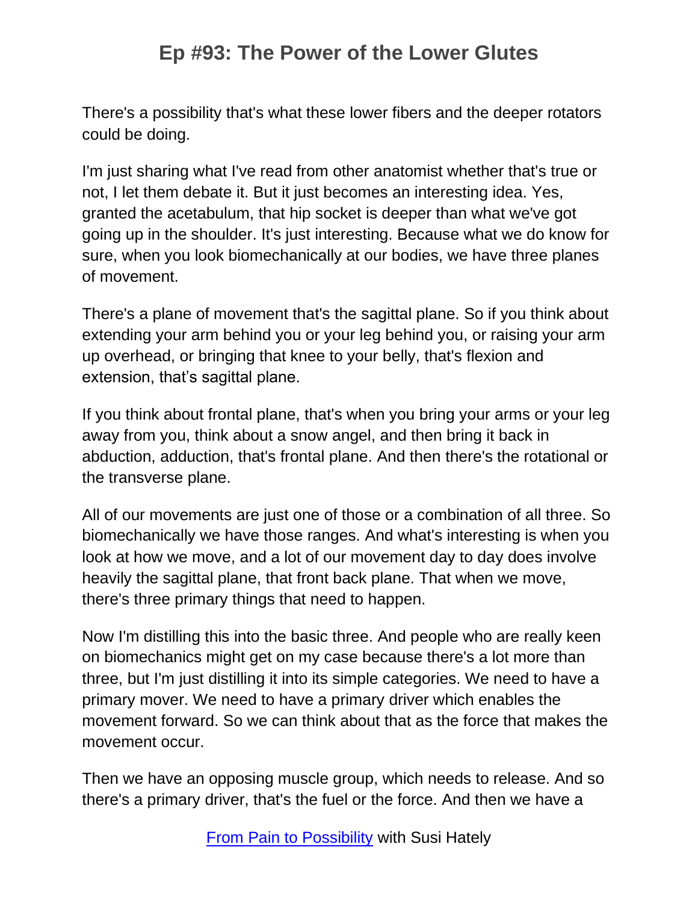There's a possibility that's what these lower fibers and the deeper rotators could be doing.

I'm just sharing what I've read from other anatomist whether that's true or not, I let them debate it. But it just becomes an interesting idea. Yes, granted the acetabulum, that hip socket is deeper than what we've got going up in the shoulder. It's just interesting. Because what we do know for sure, when you look biomechanically at our bodies, we have three planes of movement.

There's a plane of movement that's the sagittal plane. So if you think about extending your arm behind you or your leg behind you, or raising your arm up overhead, or bringing that knee to your belly, that's flexion and extension, that's sagittal plane.

If you think about frontal plane, that's when you bring your arms or your leg away from you, think about a snow angel, and then bring it back in abduction, adduction, that's frontal plane. And then there's the rotational or the transverse plane.

All of our movements are just one of those or a combination of all three. So biomechanically we have those ranges. And what's interesting is when you look at how we move, and a lot of our movement day to day does involve heavily the sagittal plane, that front back plane. That when we move, there's three primary things that need to happen.

Now I'm distilling this into the basic three. And people who are really keen on biomechanics might get on my case because there's a lot more than three, but I'm just distilling it into its simple categories. We need to have a primary mover. We need to have a primary driver which enables the movement forward. So we can think about that as the force that makes the movement occur.

Then we have an opposing muscle group, which needs to release. And so there's a primary driver, that's the fuel or the force. And then we have a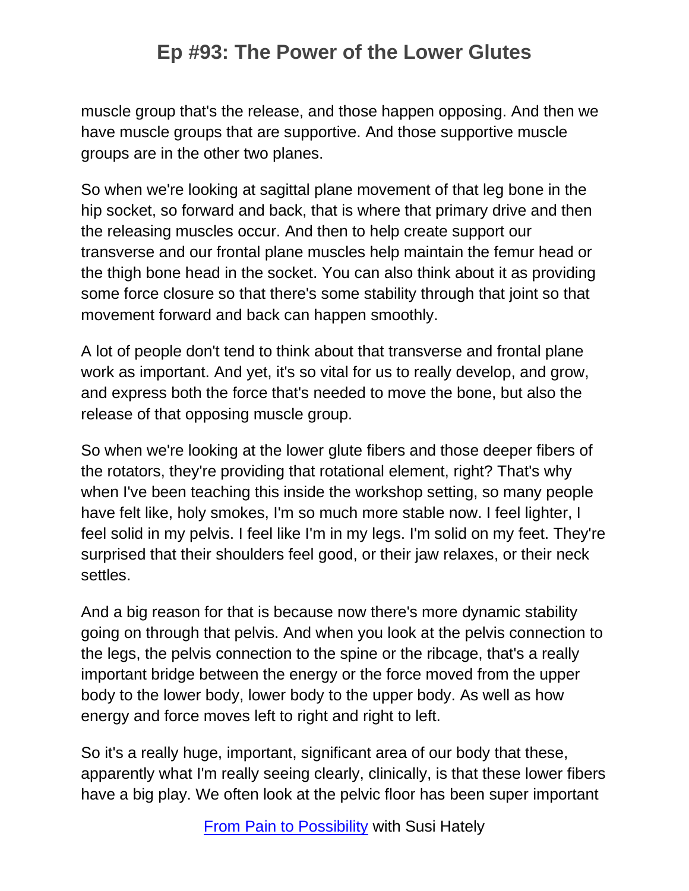muscle group that's the release, and those happen opposing. And then we have muscle groups that are supportive. And those supportive muscle groups are in the other two planes.

So when we're looking at sagittal plane movement of that leg bone in the hip socket, so forward and back, that is where that primary drive and then the releasing muscles occur. And then to help create support our transverse and our frontal plane muscles help maintain the femur head or the thigh bone head in the socket. You can also think about it as providing some force closure so that there's some stability through that joint so that movement forward and back can happen smoothly.

A lot of people don't tend to think about that transverse and frontal plane work as important. And yet, it's so vital for us to really develop, and grow, and express both the force that's needed to move the bone, but also the release of that opposing muscle group.

So when we're looking at the lower glute fibers and those deeper fibers of the rotators, they're providing that rotational element, right? That's why when I've been teaching this inside the workshop setting, so many people have felt like, holy smokes, I'm so much more stable now. I feel lighter, I feel solid in my pelvis. I feel like I'm in my legs. I'm solid on my feet. They're surprised that their shoulders feel good, or their jaw relaxes, or their neck settles.

And a big reason for that is because now there's more dynamic stability going on through that pelvis. And when you look at the pelvis connection to the legs, the pelvis connection to the spine or the ribcage, that's a really important bridge between the energy or the force moved from the upper body to the lower body, lower body to the upper body. As well as how energy and force moves left to right and right to left.

So it's a really huge, important, significant area of our body that these, apparently what I'm really seeing clearly, clinically, is that these lower fibers have a big play. We often look at the pelvic floor has been super important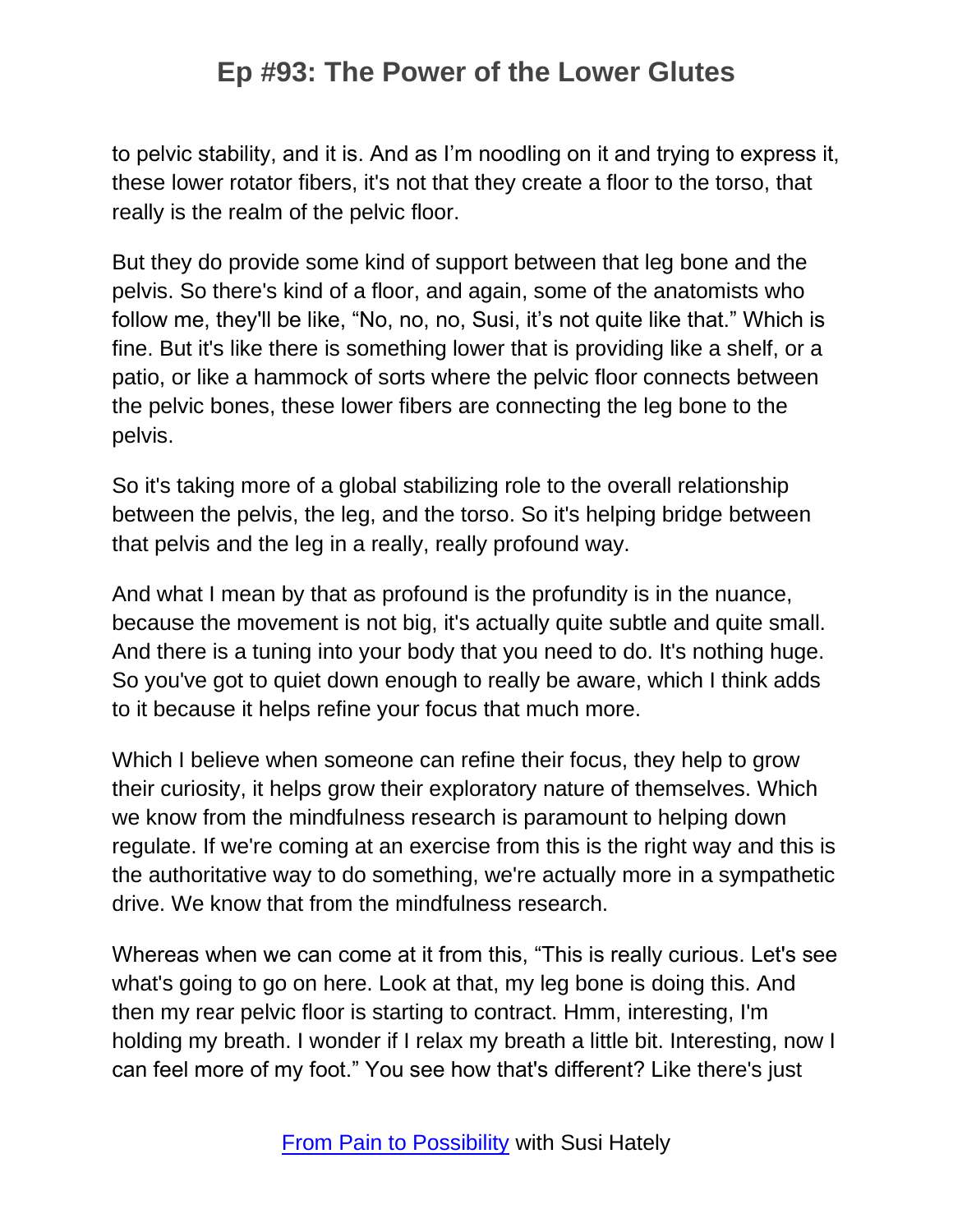to pelvic stability, and it is. And as I'm noodling on it and trying to express it, these lower rotator fibers, it's not that they create a floor to the torso, that really is the realm of the pelvic floor.

But they do provide some kind of support between that leg bone and the pelvis. So there's kind of a floor, and again, some of the anatomists who follow me, they'll be like, "No, no, no, Susi, it's not quite like that." Which is fine. But it's like there is something lower that is providing like a shelf, or a patio, or like a hammock of sorts where the pelvic floor connects between the pelvic bones, these lower fibers are connecting the leg bone to the pelvis.

So it's taking more of a global stabilizing role to the overall relationship between the pelvis, the leg, and the torso. So it's helping bridge between that pelvis and the leg in a really, really profound way.

And what I mean by that as profound is the profundity is in the nuance, because the movement is not big, it's actually quite subtle and quite small. And there is a tuning into your body that you need to do. It's nothing huge. So you've got to quiet down enough to really be aware, which I think adds to it because it helps refine your focus that much more.

Which I believe when someone can refine their focus, they help to grow their curiosity, it helps grow their exploratory nature of themselves. Which we know from the mindfulness research is paramount to helping down regulate. If we're coming at an exercise from this is the right way and this is the authoritative way to do something, we're actually more in a sympathetic drive. We know that from the mindfulness research.

Whereas when we can come at it from this, "This is really curious. Let's see what's going to go on here. Look at that, my leg bone is doing this. And then my rear pelvic floor is starting to contract. Hmm, interesting, I'm holding my breath. I wonder if I relax my breath a little bit. Interesting, now I can feel more of my foot." You see how that's different? Like there's just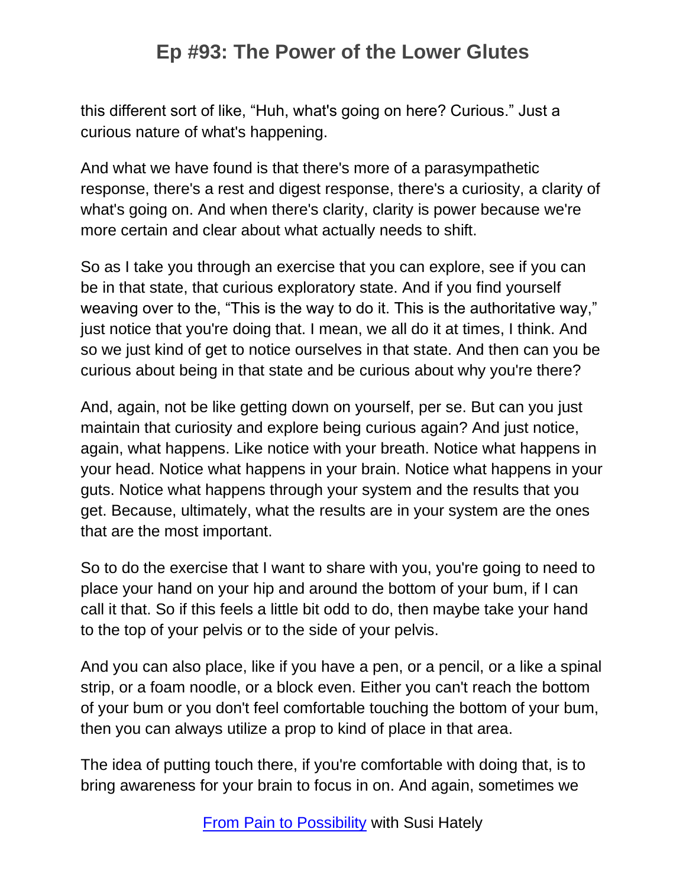this different sort of like, “Huh, what's going on here? Curious.” Just a curious nature of what's happening.

And what we have found is that there's more of a parasympathetic response, there's a rest and digest response, there's a curiosity, a clarity of what's going on. And when there's clarity, clarity is power because we're more certain and clear about what actually needs to shift.

So as I take you through an exercise that you can explore, see if you can be in that state, that curious exploratory state. And if you find yourself weaving over to the, “This is the way to do it. This is the authoritative way,” just notice that you're doing that. I mean, we all do it at times, I think. And so we just kind of get to notice ourselves in that state. And then can you be curious about being in that state and be curious about why you're there?

And, again, not be like getting down on yourself, per se. But can you just maintain that curiosity and explore being curious again? And just notice, again, what happens. Like notice with your breath. Notice what happens in your head. Notice what happens in your brain. Notice what happens in your guts. Notice what happens through your system and the results that you get. Because, ultimately, what the results are in your system are the ones that are the most important.

So to do the exercise that I want to share with you, you're going to need to place your hand on your hip and around the bottom of your bum, if I can call it that. So if this feels a little bit odd to do, then maybe take your hand to the top of your pelvis or to the side of your pelvis.

And you can also place, like if you have a pen, or a pencil, or a like a spinal strip, or a foam noodle, or a block even. Either you can't reach the bottom of your bum or you don't feel comfortable touching the bottom of your bum, then you can always utilize a prop to kind of place in that area.

The idea of putting touch there, if you're comfortable with doing that, is to bring awareness for your brain to focus in on. And again, sometimes we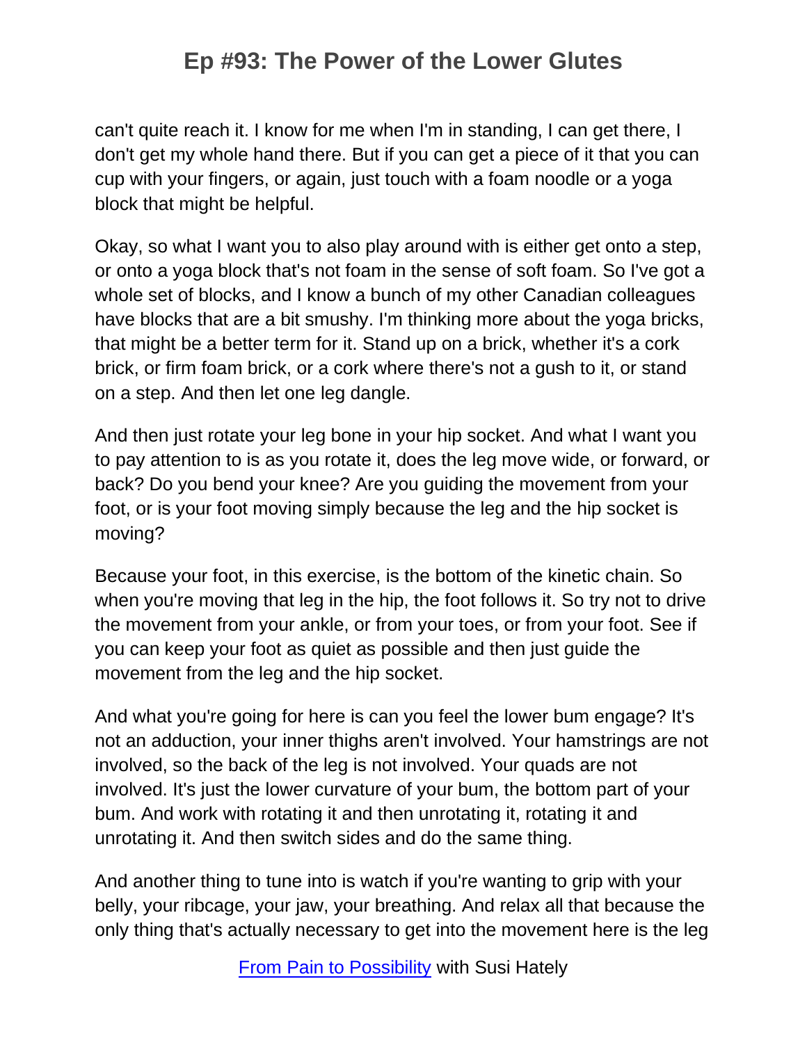can't quite reach it. I know for me when I'm in standing, I can get there, I don't get my whole hand there. But if you can get a piece of it that you can cup with your fingers, or again, just touch with a foam noodle or a yoga block that might be helpful.

Okay, so what I want you to also play around with is either get onto a step, or onto a yoga block that's not foam in the sense of soft foam. So I've got a whole set of blocks, and I know a bunch of my other Canadian colleagues have blocks that are a bit smushy. I'm thinking more about the yoga bricks, that might be a better term for it. Stand up on a brick, whether it's a cork brick, or firm foam brick, or a cork where there's not a gush to it, or stand on a step. And then let one leg dangle.

And then just rotate your leg bone in your hip socket. And what I want you to pay attention to is as you rotate it, does the leg move wide, or forward, or back? Do you bend your knee? Are you guiding the movement from your foot, or is your foot moving simply because the leg and the hip socket is moving?

Because your foot, in this exercise, is the bottom of the kinetic chain. So when you're moving that leg in the hip, the foot follows it. So try not to drive the movement from your ankle, or from your toes, or from your foot. See if you can keep your foot as quiet as possible and then just guide the movement from the leg and the hip socket.

And what you're going for here is can you feel the lower bum engage? It's not an adduction, your inner thighs aren't involved. Your hamstrings are not involved, so the back of the leg is not involved. Your quads are not involved. It's just the lower curvature of your bum, the bottom part of your bum. And work with rotating it and then unrotating it, rotating it and unrotating it. And then switch sides and do the same thing.

And another thing to tune into is watch if you're wanting to grip with your belly, your ribcage, your jaw, your breathing. And relax all that because the only thing that's actually necessary to get into the movement here is the leg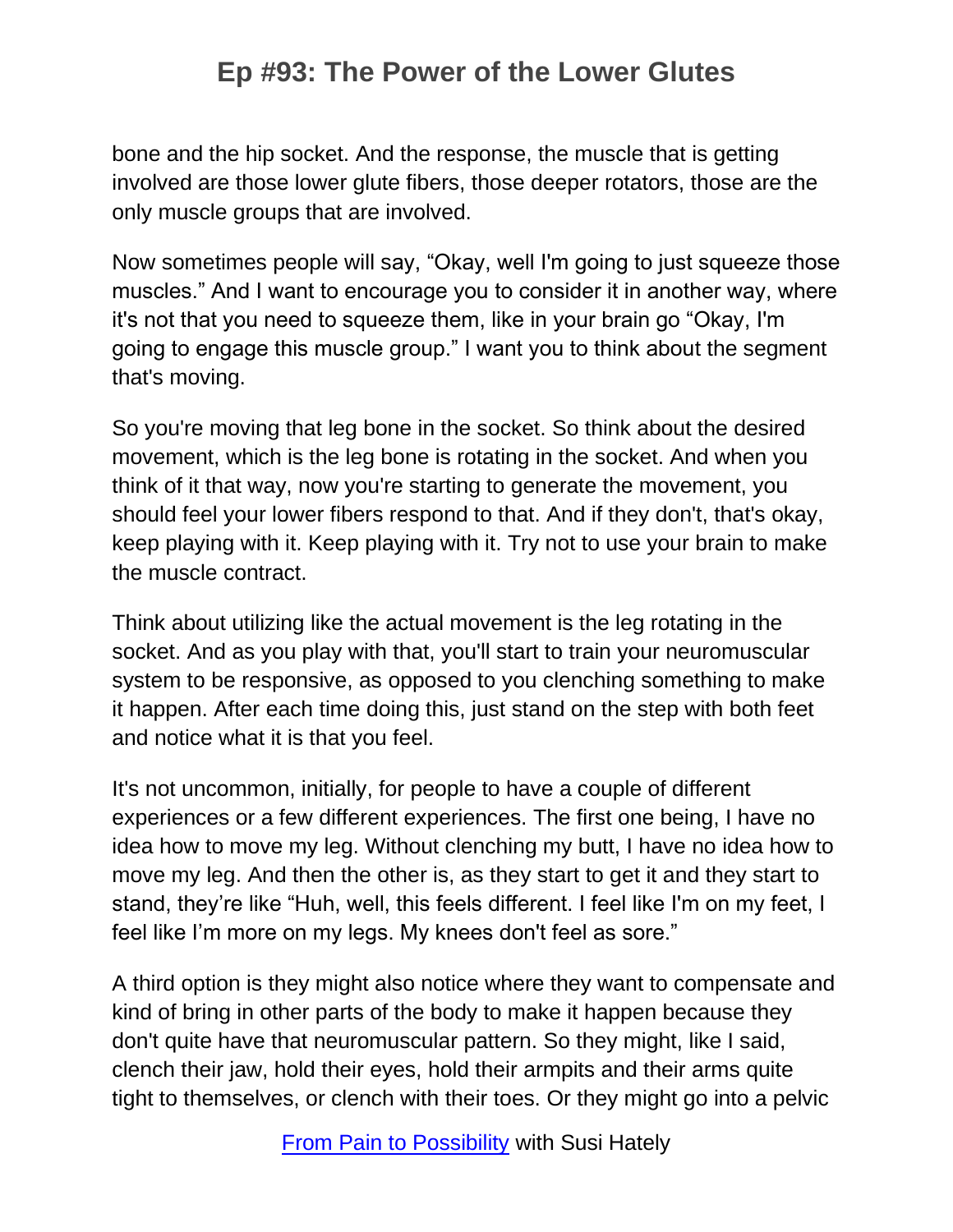bone and the hip socket. And the response, the muscle that is getting involved are those lower glute fibers, those deeper rotators, those are the only muscle groups that are involved.

Now sometimes people will say, "Okay, well I'm going to just squeeze those muscles." And I want to encourage you to consider it in another way, where it's not that you need to squeeze them, like in your brain go "Okay, I'm going to engage this muscle group." I want you to think about the segment that's moving.

So you're moving that leg bone in the socket. So think about the desired movement, which is the leg bone is rotating in the socket. And when you think of it that way, now you're starting to generate the movement, you should feel your lower fibers respond to that. And if they don't, that's okay, keep playing with it. Keep playing with it. Try not to use your brain to make the muscle contract.

Think about utilizing like the actual movement is the leg rotating in the socket. And as you play with that, you'll start to train your neuromuscular system to be responsive, as opposed to you clenching something to make it happen. After each time doing this, just stand on the step with both feet and notice what it is that you feel.

It's not uncommon, initially, for people to have a couple of different experiences or a few different experiences. The first one being, I have no idea how to move my leg. Without clenching my butt, I have no idea how to move my leg. And then the other is, as they start to get it and they start to stand, they're like "Huh, well, this feels different. I feel like I'm on my feet, I feel like I'm more on my legs. My knees don't feel as sore."

A third option is they might also notice where they want to compensate and kind of bring in other parts of the body to make it happen because they don't quite have that neuromuscular pattern. So they might, like I said, clench their jaw, hold their eyes, hold their armpits and their arms quite tight to themselves, or clench with their toes. Or they might go into a pelvic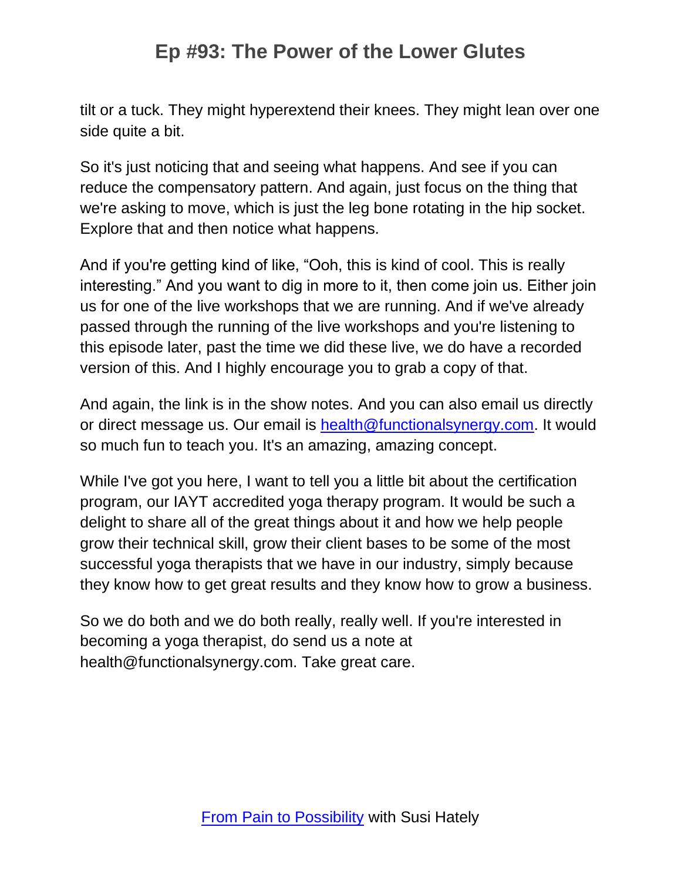tilt or a tuck. They might hyperextend their knees. They might lean over one side quite a bit.

So it's just noticing that and seeing what happens. And see if you can reduce the compensatory pattern. And again, just focus on the thing that we're asking to move, which is just the leg bone rotating in the hip socket. Explore that and then notice what happens.

And if you're getting kind of like, "Ooh, this is kind of cool. This is really interesting." And you want to dig in more to it, then come join us. Either join us for one of the live workshops that we are running. And if we've already passed through the running of the live workshops and you're listening to this episode later, past the time we did these live, we do have a recorded version of this. And I highly encourage you to grab a copy of that.

And again, the link is in the show notes. And you can also email us directly or direct message us. Our email is [health@functionalsynergy.com](mailto:health@functionalsynergy.com). It would so much fun to teach you. It's an amazing, amazing concept.

While I've got you here, I want to tell you a little bit about the certification program, our IAYT accredited yoga therapy program. It would be such a delight to share all of the great things about it and how we help people grow their technical skill, grow their client bases to be some of the most successful yoga therapists that we have in our industry, simply because they know how to get great results and they know how to grow a business.

So we do both and we do both really, really well. If you're interested in becoming a yoga therapist, do send us a note at health@functionalsynergy.com. Take great care.